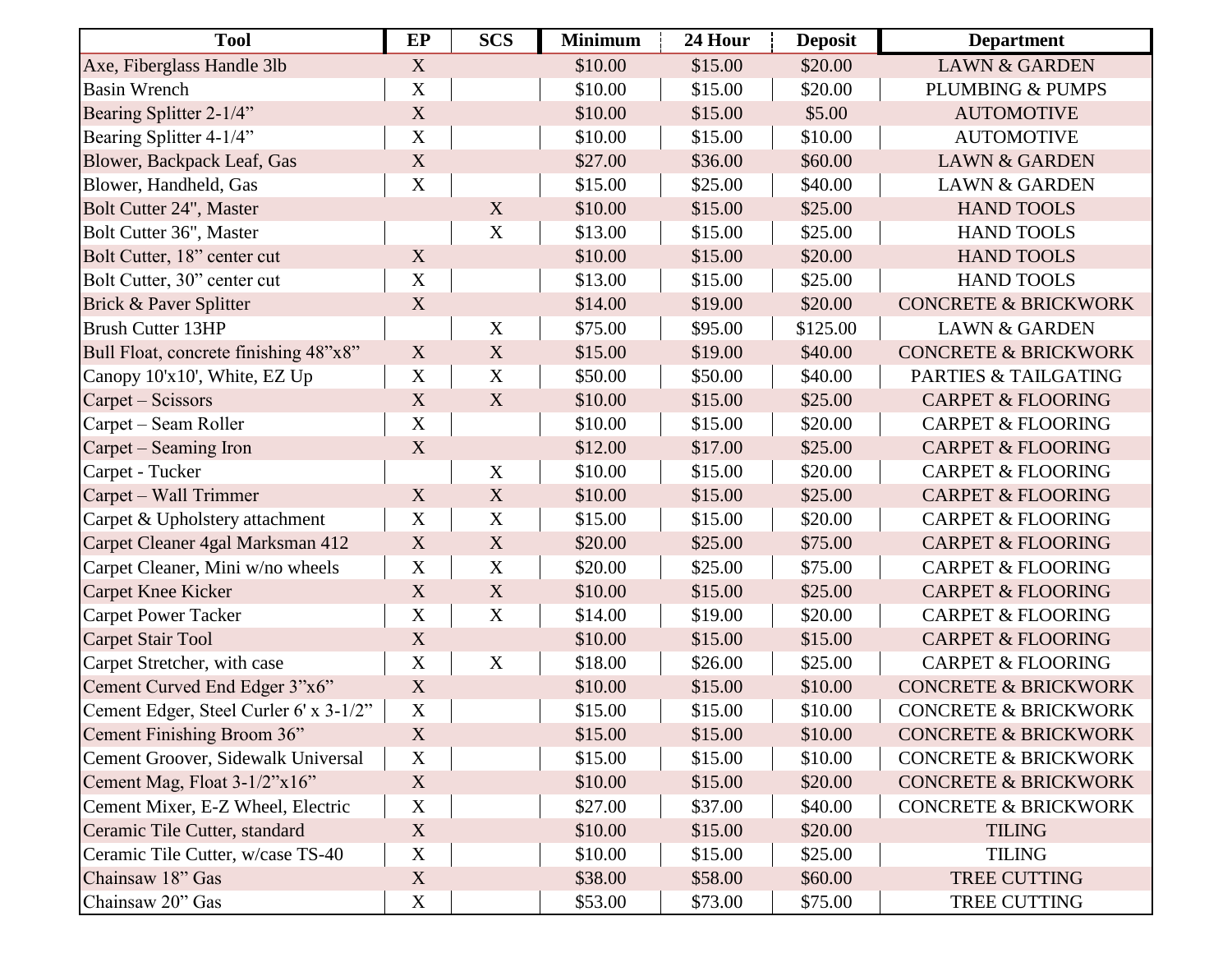| Tool | EP | SCS | Minimum | 24 Hour | Deposit | Department |
|---|---|---|---|---|---|---|
| Axe, Fiberglass Handle 3lb | X | | $10.00 | $15.00 | $20.00 | LAWN & GARDEN |
| Basin Wrench | X | | $10.00 | $15.00 | $20.00 | PLUMBING & PUMPS |
| Bearing Splitter 2-1/4” | X | | $10.00 | $15.00 | $5.00 | AUTOMOTIVE |
| Bearing Splitter 4-1/4” | X | | $10.00 | $15.00 | $10.00 | AUTOMOTIVE |
| Blower, Backpack Leaf, Gas | X | | $27.00 | $36.00 | $60.00 | LAWN & GARDEN |
| Blower, Handheld, Gas | X | | $15.00 | $25.00 | $40.00 | LAWN & GARDEN |
| Bolt Cutter 24", Master | | X | $10.00 | $15.00 | $25.00 | HAND TOOLS |
| Bolt Cutter 36", Master | | X | $13.00 | $15.00 | $25.00 | HAND TOOLS |
| Bolt Cutter, 18” center cut | X | | $10.00 | $15.00 | $20.00 | HAND TOOLS |
| Bolt Cutter, 30” center cut | X | | $13.00 | $15.00 | $25.00 | HAND TOOLS |
| Brick & Paver Splitter | X | | $14.00 | $19.00 | $20.00 | CONCRETE & BRICKWORK |
| Brush Cutter 13HP | | X | $75.00 | $95.00 | $125.00 | LAWN & GARDEN |
| Bull Float, concrete finishing 48”x8” | X | X | $15.00 | $19.00 | $40.00 | CONCRETE & BRICKWORK |
| Canopy 10'x10', White, EZ Up | X | X | $50.00 | $50.00 | $40.00 | PARTIES & TAILGATING |
| Carpet – Scissors | X | X | $10.00 | $15.00 | $25.00 | CARPET & FLOORING |
| Carpet – Seam Roller | X | | $10.00 | $15.00 | $20.00 | CARPET & FLOORING |
| Carpet – Seaming Iron | X | | $12.00 | $17.00 | $25.00 | CARPET & FLOORING |
| Carpet - Tucker | | X | $10.00 | $15.00 | $20.00 | CARPET & FLOORING |
| Carpet – Wall Trimmer | X | X | $10.00 | $15.00 | $25.00 | CARPET & FLOORING |
| Carpet & Upholstery attachment | X | X | $15.00 | $15.00 | $20.00 | CARPET & FLOORING |
| Carpet Cleaner 4gal Marksman 412 | X | X | $20.00 | $25.00 | $75.00 | CARPET & FLOORING |
| Carpet Cleaner, Mini w/no wheels | X | X | $20.00 | $25.00 | $75.00 | CARPET & FLOORING |
| Carpet Knee Kicker | X | X | $10.00 | $15.00 | $25.00 | CARPET & FLOORING |
| Carpet Power Tacker | X | X | $14.00 | $19.00 | $20.00 | CARPET & FLOORING |
| Carpet Stair Tool | X | | $10.00 | $15.00 | $15.00 | CARPET & FLOORING |
| Carpet Stretcher, with case | X | X | $18.00 | $26.00 | $25.00 | CARPET & FLOORING |
| Cement Curved End Edger 3”x6” | X | | $10.00 | $15.00 | $10.00 | CONCRETE & BRICKWORK |
| Cement Edger, Steel Curler 6' x 3-1/2” | X | | $15.00 | $15.00 | $10.00 | CONCRETE & BRICKWORK |
| Cement Finishing Broom 36” | X | | $15.00 | $15.00 | $10.00 | CONCRETE & BRICKWORK |
| Cement Groover, Sidewalk Universal | X | | $15.00 | $15.00 | $10.00 | CONCRETE & BRICKWORK |
| Cement Mag, Float 3-1/2”x16” | X | | $10.00 | $15.00 | $20.00 | CONCRETE & BRICKWORK |
| Cement Mixer, E-Z Wheel, Electric | X | | $27.00 | $37.00 | $40.00 | CONCRETE & BRICKWORK |
| Ceramic Tile Cutter, standard | X | | $10.00 | $15.00 | $20.00 | TILING |
| Ceramic Tile Cutter, w/case TS-40 | X | | $10.00 | $15.00 | $25.00 | TILING |
| Chainsaw 18” Gas | X | | $38.00 | $58.00 | $60.00 | TREE CUTTING |
| Chainsaw 20” Gas | X | | $53.00 | $73.00 | $75.00 | TREE CUTTING |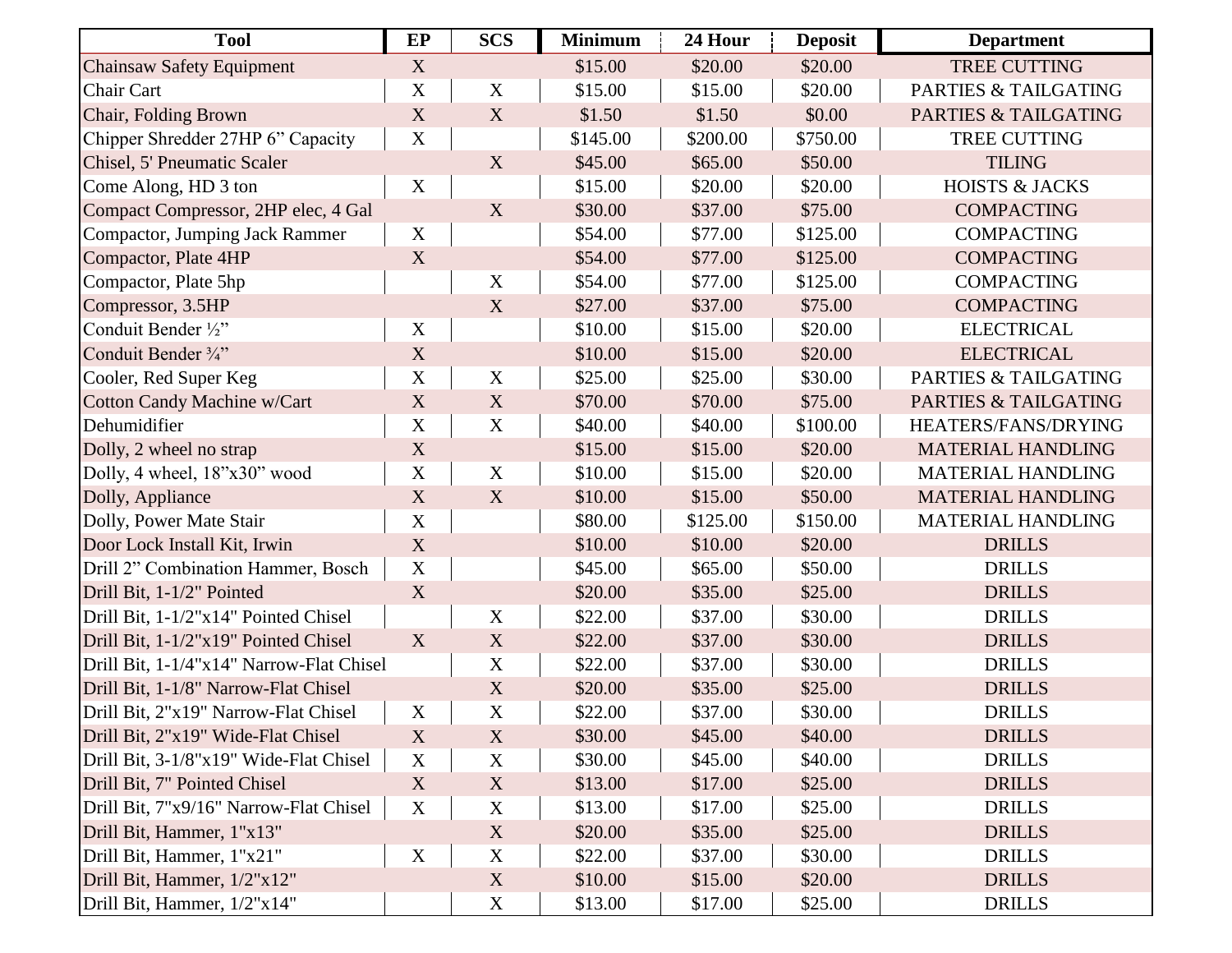| Tool | EP | SCS | Minimum | 24 Hour | Deposit | Department |
|---|---|---|---|---|---|---|
| Chainsaw Safety Equipment | X | | $15.00 | $20.00 | $20.00 | TREE CUTTING |
| Chair Cart | X | X | $15.00 | $15.00 | $20.00 | PARTIES & TAILGATING |
| Chair, Folding Brown | X | X | $1.50 | $1.50 | $0.00 | PARTIES & TAILGATING |
| Chipper Shredder 27HP 6” Capacity | X | | $145.00 | $200.00 | $750.00 | TREE CUTTING |
| Chisel, 5' Pneumatic Scaler | | X | $45.00 | $65.00 | $50.00 | TILING |
| Come Along, HD 3 ton | X | | $15.00 | $20.00 | $20.00 | HOISTS & JACKS |
| Compact Compressor, 2HP elec, 4 Gal | | X | $30.00 | $37.00 | $75.00 | COMPACTING |
| Compactor, Jumping Jack Rammer | X | | $54.00 | $77.00 | $125.00 | COMPACTING |
| Compactor, Plate 4HP | X | | $54.00 | $77.00 | $125.00 | COMPACTING |
| Compactor, Plate 5hp | | X | $54.00 | $77.00 | $125.00 | COMPACTING |
| Compressor, 3.5HP | | X | $27.00 | $37.00 | $75.00 | COMPACTING |
| Conduit Bender ½” | X | | $10.00 | $15.00 | $20.00 | ELECTRICAL |
| Conduit Bender ¾” | X | | $10.00 | $15.00 | $20.00 | ELECTRICAL |
| Cooler, Red Super Keg | X | X | $25.00 | $25.00 | $30.00 | PARTIES & TAILGATING |
| Cotton Candy Machine w/Cart | X | X | $70.00 | $70.00 | $75.00 | PARTIES & TAILGATING |
| Dehumidifier | X | X | $40.00 | $40.00 | $100.00 | HEATERS/FANS/DRYING |
| Dolly, 2 wheel no strap | X | | $15.00 | $15.00 | $20.00 | MATERIAL HANDLING |
| Dolly, 4 wheel, 18”x30” wood | X | X | $10.00 | $15.00 | $20.00 | MATERIAL HANDLING |
| Dolly, Appliance | X | X | $10.00 | $15.00 | $50.00 | MATERIAL HANDLING |
| Dolly, Power Mate Stair | X | | $80.00 | $125.00 | $150.00 | MATERIAL HANDLING |
| Door Lock Install Kit, Irwin | X | | $10.00 | $10.00 | $20.00 | DRILLS |
| Drill 2” Combination Hammer, Bosch | X | | $45.00 | $65.00 | $50.00 | DRILLS |
| Drill Bit, 1-1/2" Pointed | X | | $20.00 | $35.00 | $25.00 | DRILLS |
| Drill Bit, 1-1/2"x14" Pointed Chisel | | X | $22.00 | $37.00 | $30.00 | DRILLS |
| Drill Bit, 1-1/2"x19" Pointed Chisel | X | X | $22.00 | $37.00 | $30.00 | DRILLS |
| Drill Bit, 1-1/4"x14" Narrow-Flat Chisel | | X | $22.00 | $37.00 | $30.00 | DRILLS |
| Drill Bit, 1-1/8" Narrow-Flat Chisel | | X | $20.00 | $35.00 | $25.00 | DRILLS |
| Drill Bit, 2"x19" Narrow-Flat Chisel | X | X | $22.00 | $37.00 | $30.00 | DRILLS |
| Drill Bit, 2"x19" Wide-Flat Chisel | X | X | $30.00 | $45.00 | $40.00 | DRILLS |
| Drill Bit, 3-1/8"x19" Wide-Flat Chisel | X | X | $30.00 | $45.00 | $40.00 | DRILLS |
| Drill Bit, 7" Pointed Chisel | X | X | $13.00 | $17.00 | $25.00 | DRILLS |
| Drill Bit, 7"x9/16" Narrow-Flat Chisel | X | X | $13.00 | $17.00 | $25.00 | DRILLS |
| Drill Bit, Hammer, 1"x13" | | X | $20.00 | $35.00 | $25.00 | DRILLS |
| Drill Bit, Hammer, 1"x21" | X | X | $22.00 | $37.00 | $30.00 | DRILLS |
| Drill Bit, Hammer, 1/2"x12" | | X | $10.00 | $15.00 | $20.00 | DRILLS |
| Drill Bit, Hammer, 1/2"x14" | | X | $13.00 | $17.00 | $25.00 | DRILLS |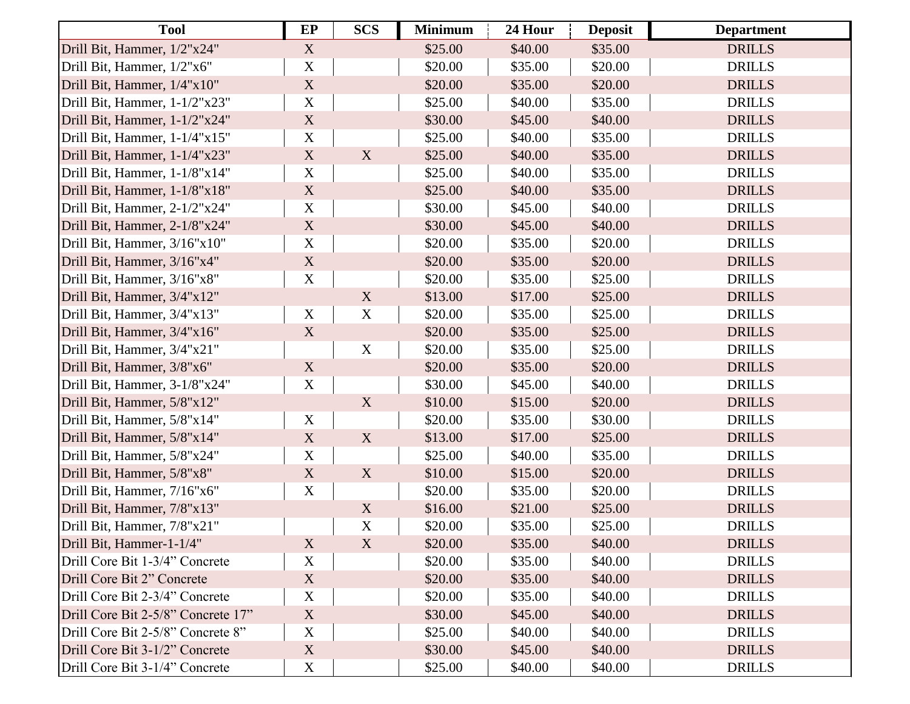| Tool | EP | SCS | Minimum | 24 Hour | Deposit | Department |
|---|---|---|---|---|---|---|
| Drill Bit, Hammer, 1/2"x24" | X | | $25.00 | $40.00 | $35.00 | DRILLS |
| Drill Bit, Hammer, 1/2"x6" | X | | $20.00 | $35.00 | $20.00 | DRILLS |
| Drill Bit, Hammer, 1/4"x10" | X | | $20.00 | $35.00 | $20.00 | DRILLS |
| Drill Bit, Hammer, 1-1/2"x23" | X | | $25.00 | $40.00 | $35.00 | DRILLS |
| Drill Bit, Hammer, 1-1/2"x24" | X | | $30.00 | $45.00 | $40.00 | DRILLS |
| Drill Bit, Hammer, 1-1/4"x15" | X | | $25.00 | $40.00 | $35.00 | DRILLS |
| Drill Bit, Hammer, 1-1/4"x23" | X | X | $25.00 | $40.00 | $35.00 | DRILLS |
| Drill Bit, Hammer, 1-1/8"x14" | X | | $25.00 | $40.00 | $35.00 | DRILLS |
| Drill Bit, Hammer, 1-1/8"x18" | X | | $25.00 | $40.00 | $35.00 | DRILLS |
| Drill Bit, Hammer, 2-1/2"x24" | X | | $30.00 | $45.00 | $40.00 | DRILLS |
| Drill Bit, Hammer, 2-1/8"x24" | X | | $30.00 | $45.00 | $40.00 | DRILLS |
| Drill Bit, Hammer, 3/16"x10" | X | | $20.00 | $35.00 | $20.00 | DRILLS |
| Drill Bit, Hammer, 3/16"x4" | X | | $20.00 | $35.00 | $20.00 | DRILLS |
| Drill Bit, Hammer, 3/16"x8" | X | | $20.00 | $35.00 | $25.00 | DRILLS |
| Drill Bit, Hammer, 3/4"x12" | | X | $13.00 | $17.00 | $25.00 | DRILLS |
| Drill Bit, Hammer, 3/4"x13" | X | X | $20.00 | $35.00 | $25.00 | DRILLS |
| Drill Bit, Hammer, 3/4"x16" | X | | $20.00 | $35.00 | $25.00 | DRILLS |
| Drill Bit, Hammer, 3/4"x21" | | X | $20.00 | $35.00 | $25.00 | DRILLS |
| Drill Bit, Hammer, 3/8"x6" | X | | $20.00 | $35.00 | $20.00 | DRILLS |
| Drill Bit, Hammer, 3-1/8"x24" | X | | $30.00 | $45.00 | $40.00 | DRILLS |
| Drill Bit, Hammer, 5/8"x12" | | X | $10.00 | $15.00 | $20.00 | DRILLS |
| Drill Bit, Hammer, 5/8"x14" | X | | $20.00 | $35.00 | $30.00 | DRILLS |
| Drill Bit, Hammer, 5/8"x14" | X | X | $13.00 | $17.00 | $25.00 | DRILLS |
| Drill Bit, Hammer, 5/8"x24" | X | | $25.00 | $40.00 | $35.00 | DRILLS |
| Drill Bit, Hammer, 5/8"x8" | X | X | $10.00 | $15.00 | $20.00 | DRILLS |
| Drill Bit, Hammer, 7/16"x6" | X | | $20.00 | $35.00 | $20.00 | DRILLS |
| Drill Bit, Hammer, 7/8"x13" | | X | $16.00 | $21.00 | $25.00 | DRILLS |
| Drill Bit, Hammer, 7/8"x21" | | X | $20.00 | $35.00 | $25.00 | DRILLS |
| Drill Bit, Hammer-1-1/4" | X | X | $20.00 | $35.00 | $40.00 | DRILLS |
| Drill Core Bit 1-3/4" Concrete | X | | $20.00 | $35.00 | $40.00 | DRILLS |
| Drill Core Bit 2" Concrete | X | | $20.00 | $35.00 | $40.00 | DRILLS |
| Drill Core Bit 2-3/4" Concrete | X | | $20.00 | $35.00 | $40.00 | DRILLS |
| Drill Core Bit 2-5/8" Concrete 17" | X | | $30.00 | $45.00 | $40.00 | DRILLS |
| Drill Core Bit 2-5/8" Concrete 8" | X | | $25.00 | $40.00 | $40.00 | DRILLS |
| Drill Core Bit 3-1/2" Concrete | X | | $30.00 | $45.00 | $40.00 | DRILLS |
| Drill Core Bit 3-1/4" Concrete | X | | $25.00 | $40.00 | $40.00 | DRILLS |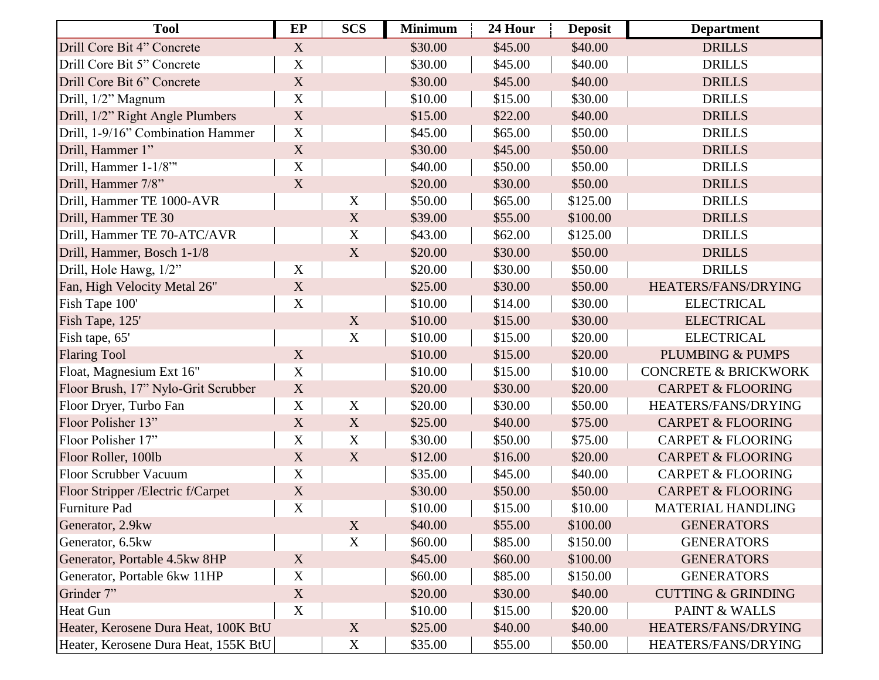| Tool | EP | SCS | Minimum | 24 Hour | Deposit | Department |
|---|---|---|---|---|---|---|
| Drill Core Bit 4” Concrete | X | | $30.00 | $45.00 | $40.00 | DRILLS |
| Drill Core Bit 5” Concrete | X | | $30.00 | $45.00 | $40.00 | DRILLS |
| Drill Core Bit 6” Concrete | X | | $30.00 | $45.00 | $40.00 | DRILLS |
| Drill, 1/2” Magnum | X | | $10.00 | $15.00 | $30.00 | DRILLS |
| Drill, 1/2” Right Angle Plumbers | X | | $15.00 | $22.00 | $40.00 | DRILLS |
| Drill, 1-9/16” Combination Hammer | X | | $45.00 | $65.00 | $50.00 | DRILLS |
| Drill, Hammer 1” | X | | $30.00 | $45.00 | $50.00 | DRILLS |
| Drill, Hammer 1-1/8”" | X | | $40.00 | $50.00 | $50.00 | DRILLS |
| Drill, Hammer 7/8” | X | | $20.00 | $30.00 | $50.00 | DRILLS |
| Drill, Hammer TE 1000-AVR | | X | $50.00 | $65.00 | $125.00 | DRILLS |
| Drill, Hammer TE 30 | | X | $39.00 | $55.00 | $100.00 | DRILLS |
| Drill, Hammer TE 70-ATC/AVR | | X | $43.00 | $62.00 | $125.00 | DRILLS |
| Drill, Hammer, Bosch 1-1/8 | | X | $20.00 | $30.00 | $50.00 | DRILLS |
| Drill, Hole Hawg, 1/2” | X | | $20.00 | $30.00 | $50.00 | DRILLS |
| Fan, High Velocity Metal 26" | X | | $25.00 | $30.00 | $50.00 | HEATERS/FANS/DRYING |
| Fish Tape 100' | X | | $10.00 | $14.00 | $30.00 | ELECTRICAL |
| Fish Tape, 125' | | X | $10.00 | $15.00 | $30.00 | ELECTRICAL |
| Fish tape, 65' | | X | $10.00 | $15.00 | $20.00 | ELECTRICAL |
| Flaring Tool | X | | $10.00 | $15.00 | $20.00 | PLUMBING & PUMPS |
| Float, Magnesium Ext 16" | X | | $10.00 | $15.00 | $10.00 | CONCRETE & BRICKWORK |
| Floor Brush, 17” Nylo-Grit Scrubber | X | | $20.00 | $30.00 | $20.00 | CARPET & FLOORING |
| Floor Dryer, Turbo Fan | X | X | $20.00 | $30.00 | $50.00 | HEATERS/FANS/DRYING |
| Floor Polisher 13” | X | X | $25.00 | $40.00 | $75.00 | CARPET & FLOORING |
| Floor Polisher 17” | X | X | $30.00 | $50.00 | $75.00 | CARPET & FLOORING |
| Floor Roller, 100lb | X | X | $12.00 | $16.00 | $20.00 | CARPET & FLOORING |
| Floor Scrubber Vacuum | X | | $35.00 | $45.00 | $40.00 | CARPET & FLOORING |
| Floor Stripper /Electric f/Carpet | X | | $30.00 | $50.00 | $50.00 | CARPET & FLOORING |
| Furniture Pad | X | | $10.00 | $15.00 | $10.00 | MATERIAL HANDLING |
| Generator, 2.9kw | | X | $40.00 | $55.00 | $100.00 | GENERATORS |
| Generator, 6.5kw | | X | $60.00 | $85.00 | $150.00 | GENERATORS |
| Generator, Portable 4.5kw 8HP | X | | $45.00 | $60.00 | $100.00 | GENERATORS |
| Generator, Portable 6kw 11HP | X | | $60.00 | $85.00 | $150.00 | GENERATORS |
| Grinder 7” | X | | $20.00 | $30.00 | $40.00 | CUTTING & GRINDING |
| Heat Gun | X | | $10.00 | $15.00 | $20.00 | PAINT & WALLS |
| Heater, Kerosene Dura Heat, 100K BtU | | X | $25.00 | $40.00 | $40.00 | HEATERS/FANS/DRYING |
| Heater, Kerosene Dura Heat, 155K BtU | | X | $35.00 | $55.00 | $50.00 | HEATERS/FANS/DRYING |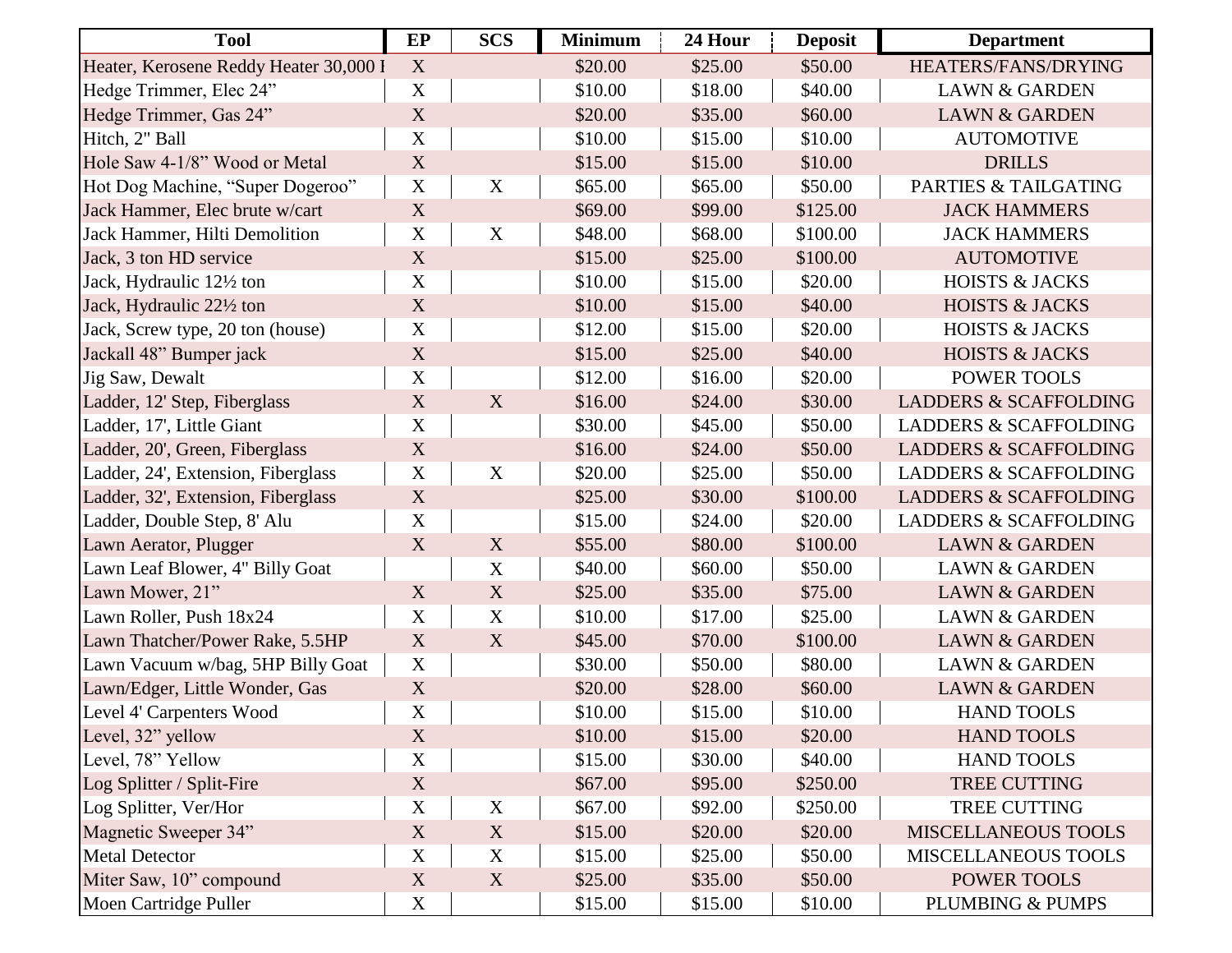| Tool | EP | SCS | Minimum | 24 Hour | Deposit | Department |
|---|---|---|---|---|---|---|
| Heater, Kerosene Reddy Heater 30,000 I | X | | $20.00 | $25.00 | $50.00 | HEATERS/FANS/DRYING |
| Hedge Trimmer, Elec 24” | X | | $10.00 | $18.00 | $40.00 | LAWN & GARDEN |
| Hedge Trimmer, Gas 24” | X | | $20.00 | $35.00 | $60.00 | LAWN & GARDEN |
| Hitch, 2" Ball | X | | $10.00 | $15.00 | $10.00 | AUTOMOTIVE |
| Hole Saw 4-1/8” Wood or Metal | X | | $15.00 | $15.00 | $10.00 | DRILLS |
| Hot Dog Machine, “Super Dogeroo” | X | X | $65.00 | $65.00 | $50.00 | PARTIES & TAILGATING |
| Jack Hammer, Elec brute w/cart | X | | $69.00 | $99.00 | $125.00 | JACK HAMMERS |
| Jack Hammer, Hilti Demolition | X | X | $48.00 | $68.00 | $100.00 | JACK HAMMERS |
| Jack, 3 ton HD service | X | | $15.00 | $25.00 | $100.00 | AUTOMOTIVE |
| Jack, Hydraulic 12½ ton | X | | $10.00 | $15.00 | $20.00 | HOISTS & JACKS |
| Jack, Hydraulic 22½ ton | X | | $10.00 | $15.00 | $40.00 | HOISTS & JACKS |
| Jack, Screw type, 20 ton (house) | X | | $12.00 | $15.00 | $20.00 | HOISTS & JACKS |
| Jackall 48” Bumper jack | X | | $15.00 | $25.00 | $40.00 | HOISTS & JACKS |
| Jig Saw, Dewalt | X | | $12.00 | $16.00 | $20.00 | POWER TOOLS |
| Ladder, 12' Step, Fiberglass | X | X | $16.00 | $24.00 | $30.00 | LADDERS & SCAFFOLDING |
| Ladder, 17', Little Giant | X | | $30.00 | $45.00 | $50.00 | LADDERS & SCAFFOLDING |
| Ladder, 20', Green, Fiberglass | X | | $16.00 | $24.00 | $50.00 | LADDERS & SCAFFOLDING |
| Ladder, 24', Extension, Fiberglass | X | X | $20.00 | $25.00 | $50.00 | LADDERS & SCAFFOLDING |
| Ladder, 32', Extension, Fiberglass | X | | $25.00 | $30.00 | $100.00 | LADDERS & SCAFFOLDING |
| Ladder, Double Step, 8' Alu | X | | $15.00 | $24.00 | $20.00 | LADDERS & SCAFFOLDING |
| Lawn Aerator, Plugger | X | X | $55.00 | $80.00 | $100.00 | LAWN & GARDEN |
| Lawn Leaf Blower, 4" Billy Goat | | X | $40.00 | $60.00 | $50.00 | LAWN & GARDEN |
| Lawn Mower, 21” | X | X | $25.00 | $35.00 | $75.00 | LAWN & GARDEN |
| Lawn Roller, Push 18x24 | X | X | $10.00 | $17.00 | $25.00 | LAWN & GARDEN |
| Lawn Thatcher/Power Rake, 5.5HP | X | X | $45.00 | $70.00 | $100.00 | LAWN & GARDEN |
| Lawn Vacuum w/bag, 5HP Billy Goat | X | | $30.00 | $50.00 | $80.00 | LAWN & GARDEN |
| Lawn/Edger, Little Wonder, Gas | X | | $20.00 | $28.00 | $60.00 | LAWN & GARDEN |
| Level 4' Carpenters Wood | X | | $10.00 | $15.00 | $10.00 | HAND TOOLS |
| Level, 32” yellow | X | | $10.00 | $15.00 | $20.00 | HAND TOOLS |
| Level, 78” Yellow | X | | $15.00 | $30.00 | $40.00 | HAND TOOLS |
| Log Splitter / Split-Fire | X | | $67.00 | $95.00 | $250.00 | TREE CUTTING |
| Log Splitter, Ver/Hor | X | X | $67.00 | $92.00 | $250.00 | TREE CUTTING |
| Magnetic Sweeper 34” | X | X | $15.00 | $20.00 | $20.00 | MISCELLANEOUS TOOLS |
| Metal Detector | X | X | $15.00 | $25.00 | $50.00 | MISCELLANEOUS TOOLS |
| Miter Saw, 10” compound | X | X | $25.00 | $35.00 | $50.00 | POWER TOOLS |
| Moen Cartridge Puller | X | | $15.00 | $15.00 | $10.00 | PLUMBING & PUMPS |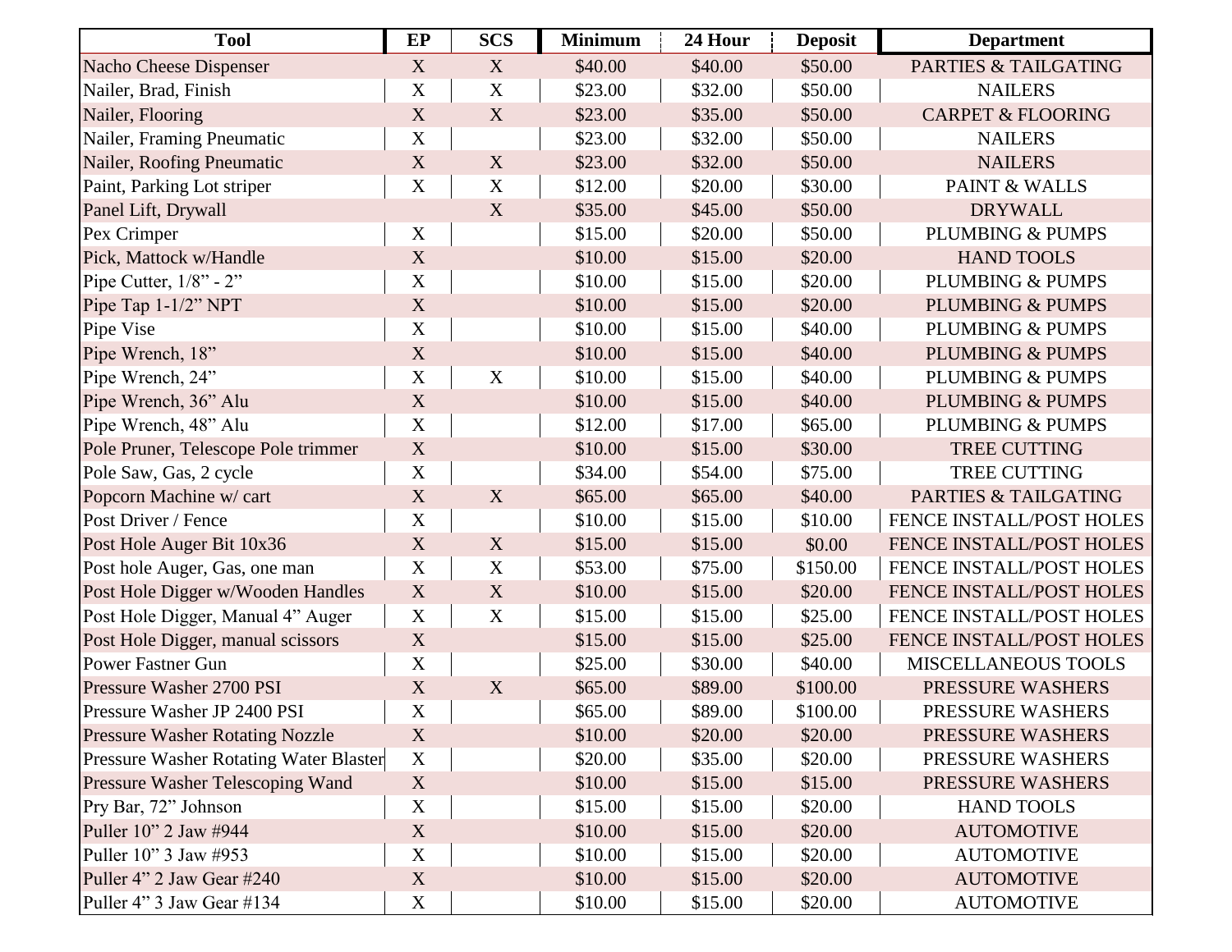| Tool | EP | SCS | Minimum | 24 Hour | Deposit | Department |
|---|---|---|---|---|---|---|
| Nacho Cheese Dispenser | X | X | $40.00 | $40.00 | $50.00 | PARTIES & TAILGATING |
| Nailer, Brad, Finish | X | X | $23.00 | $32.00 | $50.00 | NAILERS |
| Nailer, Flooring | X | X | $23.00 | $35.00 | $50.00 | CARPET & FLOORING |
| Nailer, Framing Pneumatic | X | | $23.00 | $32.00 | $50.00 | NAILERS |
| Nailer, Roofing Pneumatic | X | X | $23.00 | $32.00 | $50.00 | NAILERS |
| Paint, Parking Lot striper | X | X | $12.00 | $20.00 | $30.00 | PAINT & WALLS |
| Panel Lift, Drywall | | X | $35.00 | $45.00 | $50.00 | DRYWALL |
| Pex Crimper | X | | $15.00 | $20.00 | $50.00 | PLUMBING & PUMPS |
| Pick, Mattock w/Handle | X | | $10.00 | $15.00 | $20.00 | HAND TOOLS |
| Pipe Cutter, 1/8" - 2" | X | | $10.00 | $15.00 | $20.00 | PLUMBING & PUMPS |
| Pipe Tap 1-1/2" NPT | X | | $10.00 | $15.00 | $20.00 | PLUMBING & PUMPS |
| Pipe Vise | X | | $10.00 | $15.00 | $40.00 | PLUMBING & PUMPS |
| Pipe Wrench, 18" | X | | $10.00 | $15.00 | $40.00 | PLUMBING & PUMPS |
| Pipe Wrench, 24" | X | X | $10.00 | $15.00 | $40.00 | PLUMBING & PUMPS |
| Pipe Wrench, 36" Alu | X | | $10.00 | $15.00 | $40.00 | PLUMBING & PUMPS |
| Pipe Wrench, 48" Alu | X | | $12.00 | $17.00 | $65.00 | PLUMBING & PUMPS |
| Pole Pruner, Telescope Pole trimmer | X | | $10.00 | $15.00 | $30.00 | TREE CUTTING |
| Pole Saw, Gas, 2 cycle | X | | $34.00 | $54.00 | $75.00 | TREE CUTTING |
| Popcorn Machine w/ cart | X | X | $65.00 | $65.00 | $40.00 | PARTIES & TAILGATING |
| Post Driver / Fence | X | | $10.00 | $15.00 | $10.00 | FENCE INSTALL/POST HOLES |
| Post Hole Auger Bit 10x36 | X | X | $15.00 | $15.00 | $0.00 | FENCE INSTALL/POST HOLES |
| Post hole Auger, Gas, one man | X | X | $53.00 | $75.00 | $150.00 | FENCE INSTALL/POST HOLES |
| Post Hole Digger w/Wooden Handles | X | X | $10.00 | $15.00 | $20.00 | FENCE INSTALL/POST HOLES |
| Post Hole Digger, Manual 4" Auger | X | X | $15.00 | $15.00 | $25.00 | FENCE INSTALL/POST HOLES |
| Post Hole Digger, manual scissors | X | | $15.00 | $15.00 | $25.00 | FENCE INSTALL/POST HOLES |
| Power Fastner Gun | X | | $25.00 | $30.00 | $40.00 | MISCELLANEOUS TOOLS |
| Pressure Washer 2700 PSI | X | X | $65.00 | $89.00 | $100.00 | PRESSURE WASHERS |
| Pressure Washer JP 2400 PSI | X | | $65.00 | $89.00 | $100.00 | PRESSURE WASHERS |
| Pressure Washer Rotating Nozzle | X | | $10.00 | $20.00 | $20.00 | PRESSURE WASHERS |
| Pressure Washer Rotating Water Blaster | X | | $20.00 | $35.00 | $20.00 | PRESSURE WASHERS |
| Pressure Washer Telescoping Wand | X | | $10.00 | $15.00 | $15.00 | PRESSURE WASHERS |
| Pry Bar, 72" Johnson | X | | $15.00 | $15.00 | $20.00 | HAND TOOLS |
| Puller 10" 2 Jaw #944 | X | | $10.00 | $15.00 | $20.00 | AUTOMOTIVE |
| Puller 10" 3 Jaw #953 | X | | $10.00 | $15.00 | $20.00 | AUTOMOTIVE |
| Puller 4" 2 Jaw Gear #240 | X | | $10.00 | $15.00 | $20.00 | AUTOMOTIVE |
| Puller 4" 3 Jaw Gear #134 | X | | $10.00 | $15.00 | $20.00 | AUTOMOTIVE |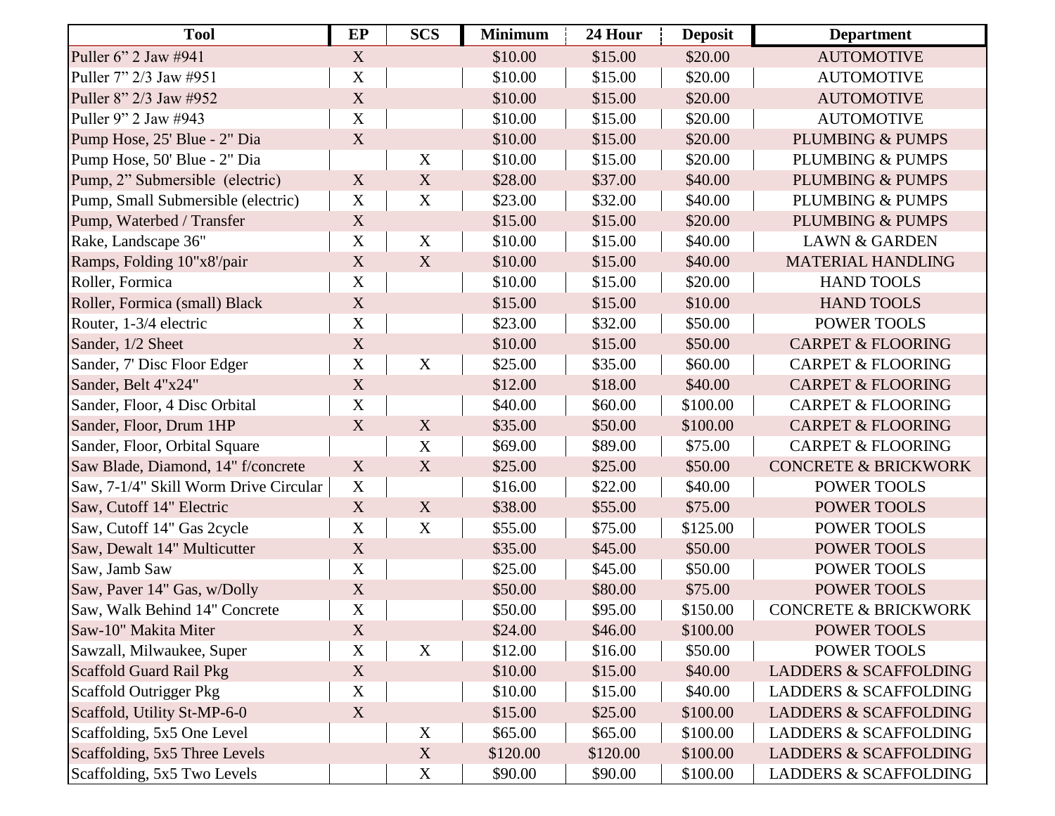| Tool | EP | SCS | Minimum | 24 Hour | Deposit | Department |
|---|---|---|---|---|---|---|
| Puller 6” 2 Jaw #941 | X | | $10.00 | $15.00 | $20.00 | AUTOMOTIVE |
| Puller 7” 2/3 Jaw #951 | X | | $10.00 | $15.00 | $20.00 | AUTOMOTIVE |
| Puller 8” 2/3 Jaw #952 | X | | $10.00 | $15.00 | $20.00 | AUTOMOTIVE |
| Puller 9” 2 Jaw #943 | X | | $10.00 | $15.00 | $20.00 | AUTOMOTIVE |
| Pump Hose, 25' Blue - 2" Dia | X | | $10.00 | $15.00 | $20.00 | PLUMBING & PUMPS |
| Pump Hose, 50' Blue - 2" Dia | | X | $10.00 | $15.00 | $20.00 | PLUMBING & PUMPS |
| Pump, 2” Submersible (electric) | X | X | $28.00 | $37.00 | $40.00 | PLUMBING & PUMPS |
| Pump, Small Submersible (electric) | X | X | $23.00 | $32.00 | $40.00 | PLUMBING & PUMPS |
| Pump, Waterbed / Transfer | X | | $15.00 | $15.00 | $20.00 | PLUMBING & PUMPS |
| Rake, Landscape 36" | X | X | $10.00 | $15.00 | $40.00 | LAWN & GARDEN |
| Ramps, Folding 10"x8'/pair | X | X | $10.00 | $15.00 | $40.00 | MATERIAL HANDLING |
| Roller, Formica | X | | $10.00 | $15.00 | $20.00 | HAND TOOLS |
| Roller, Formica (small) Black | X | | $15.00 | $15.00 | $10.00 | HAND TOOLS |
| Router, 1-3/4 electric | X | | $23.00 | $32.00 | $50.00 | POWER TOOLS |
| Sander, 1/2 Sheet | X | | $10.00 | $15.00 | $50.00 | CARPET & FLOORING |
| Sander, 7' Disc Floor Edger | X | X | $25.00 | $35.00 | $60.00 | CARPET & FLOORING |
| Sander, Belt 4"x24" | X | | $12.00 | $18.00 | $40.00 | CARPET & FLOORING |
| Sander, Floor, 4 Disc Orbital | X | | $40.00 | $60.00 | $100.00 | CARPET & FLOORING |
| Sander, Floor, Drum 1HP | X | X | $35.00 | $50.00 | $100.00 | CARPET & FLOORING |
| Sander, Floor, Orbital Square | | X | $69.00 | $89.00 | $75.00 | CARPET & FLOORING |
| Saw Blade, Diamond, 14" f/concrete | X | X | $25.00 | $25.00 | $50.00 | CONCRETE & BRICKWORK |
| Saw, 7-1/4" Skill Worm Drive Circular | X | | $16.00 | $22.00 | $40.00 | POWER TOOLS |
| Saw, Cutoff 14" Electric | X | X | $38.00 | $55.00 | $75.00 | POWER TOOLS |
| Saw, Cutoff 14" Gas 2cycle | X | X | $55.00 | $75.00 | $125.00 | POWER TOOLS |
| Saw, Dewalt 14" Multicutter | X | | $35.00 | $45.00 | $50.00 | POWER TOOLS |
| Saw, Jamb Saw | X | | $25.00 | $45.00 | $50.00 | POWER TOOLS |
| Saw, Paver 14" Gas, w/Dolly | X | | $50.00 | $80.00 | $75.00 | POWER TOOLS |
| Saw, Walk Behind 14" Concrete | X | | $50.00 | $95.00 | $150.00 | CONCRETE & BRICKWORK |
| Saw-10" Makita Miter | X | | $24.00 | $46.00 | $100.00 | POWER TOOLS |
| Sawzall, Milwaukee, Super | X | X | $12.00 | $16.00 | $50.00 | POWER TOOLS |
| Scaffold Guard Rail Pkg | X | | $10.00 | $15.00 | $40.00 | LADDERS & SCAFFOLDING |
| Scaffold Outrigger Pkg | X | | $10.00 | $15.00 | $40.00 | LADDERS & SCAFFOLDING |
| Scaffold, Utility St-MP-6-0 | X | | $15.00 | $25.00 | $100.00 | LADDERS & SCAFFOLDING |
| Scaffolding, 5x5 One Level | | X | $65.00 | $65.00 | $100.00 | LADDERS & SCAFFOLDING |
| Scaffolding, 5x5 Three Levels | | X | $120.00 | $120.00 | $100.00 | LADDERS & SCAFFOLDING |
| Scaffolding, 5x5 Two Levels | | X | $90.00 | $90.00 | $100.00 | LADDERS & SCAFFOLDING |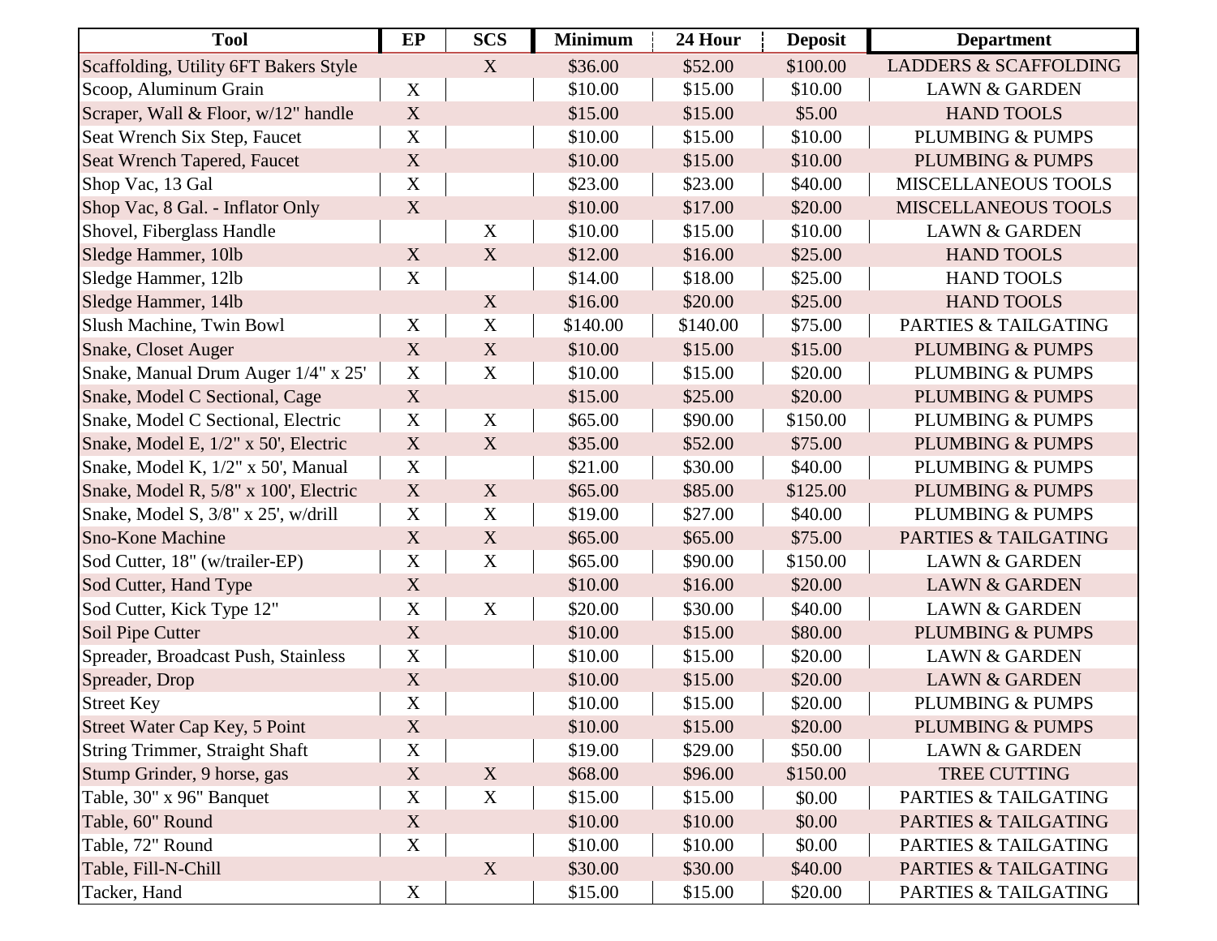| Tool | EP | SCS | Minimum | 24 Hour | Deposit | Department |
|---|---|---|---|---|---|---|
| Scaffolding, Utility 6FT Bakers Style | | X | $36.00 | $52.00 | $100.00 | LADDERS & SCAFFOLDING |
| Scoop, Aluminum Grain | X | | $10.00 | $15.00 | $10.00 | LAWN & GARDEN |
| Scraper, Wall & Floor, w/12" handle | X | | $15.00 | $15.00 | $5.00 | HAND TOOLS |
| Seat Wrench Six Step, Faucet | X | | $10.00 | $15.00 | $10.00 | PLUMBING & PUMPS |
| Seat Wrench Tapered, Faucet | X | | $10.00 | $15.00 | $10.00 | PLUMBING & PUMPS |
| Shop Vac, 13 Gal | X | | $23.00 | $23.00 | $40.00 | MISCELLANEOUS TOOLS |
| Shop Vac, 8 Gal. - Inflator Only | X | | $10.00 | $17.00 | $20.00 | MISCELLANEOUS TOOLS |
| Shovel, Fiberglass Handle | | X | $10.00 | $15.00 | $10.00 | LAWN & GARDEN |
| Sledge Hammer, 10lb | X | X | $12.00 | $16.00 | $25.00 | HAND TOOLS |
| Sledge Hammer, 12lb | X | | $14.00 | $18.00 | $25.00 | HAND TOOLS |
| Sledge Hammer, 14lb | | X | $16.00 | $20.00 | $25.00 | HAND TOOLS |
| Slush Machine, Twin Bowl | X | X | $140.00 | $140.00 | $75.00 | PARTIES & TAILGATING |
| Snake, Closet Auger | X | X | $10.00 | $15.00 | $15.00 | PLUMBING & PUMPS |
| Snake, Manual Drum Auger 1/4" x 25' | X | X | $10.00 | $15.00 | $20.00 | PLUMBING & PUMPS |
| Snake, Model C Sectional, Cage | X | | $15.00 | $25.00 | $20.00 | PLUMBING & PUMPS |
| Snake, Model C Sectional, Electric | X | X | $65.00 | $90.00 | $150.00 | PLUMBING & PUMPS |
| Snake, Model E, 1/2" x 50', Electric | X | X | $35.00 | $52.00 | $75.00 | PLUMBING & PUMPS |
| Snake, Model K, 1/2" x 50', Manual | X | | $21.00 | $30.00 | $40.00 | PLUMBING & PUMPS |
| Snake, Model R, 5/8" x 100', Electric | X | X | $65.00 | $85.00 | $125.00 | PLUMBING & PUMPS |
| Snake, Model S, 3/8" x 25', w/drill | X | X | $19.00 | $27.00 | $40.00 | PLUMBING & PUMPS |
| Sno-Kone Machine | X | X | $65.00 | $65.00 | $75.00 | PARTIES & TAILGATING |
| Sod Cutter, 18" (w/trailer-EP) | X | X | $65.00 | $90.00 | $150.00 | LAWN & GARDEN |
| Sod Cutter, Hand Type | X | | $10.00 | $16.00 | $20.00 | LAWN & GARDEN |
| Sod Cutter, Kick Type 12" | X | X | $20.00 | $30.00 | $40.00 | LAWN & GARDEN |
| Soil Pipe Cutter | X | | $10.00 | $15.00 | $80.00 | PLUMBING & PUMPS |
| Spreader, Broadcast Push, Stainless | X | | $10.00 | $15.00 | $20.00 | LAWN & GARDEN |
| Spreader, Drop | X | | $10.00 | $15.00 | $20.00 | LAWN & GARDEN |
| Street Key | X | | $10.00 | $15.00 | $20.00 | PLUMBING & PUMPS |
| Street Water Cap Key, 5 Point | X | | $10.00 | $15.00 | $20.00 | PLUMBING & PUMPS |
| String Trimmer, Straight Shaft | X | | $19.00 | $29.00 | $50.00 | LAWN & GARDEN |
| Stump Grinder, 9 horse, gas | X | X | $68.00 | $96.00 | $150.00 | TREE CUTTING |
| Table, 30" x 96" Banquet | X | X | $15.00 | $15.00 | $0.00 | PARTIES & TAILGATING |
| Table, 60" Round | X | | $10.00 | $10.00 | $0.00 | PARTIES & TAILGATING |
| Table, 72" Round | X | | $10.00 | $10.00 | $0.00 | PARTIES & TAILGATING |
| Table, Fill-N-Chill | | X | $30.00 | $30.00 | $40.00 | PARTIES & TAILGATING |
| Tacker, Hand | X | | $15.00 | $15.00 | $20.00 | PARTIES & TAILGATING |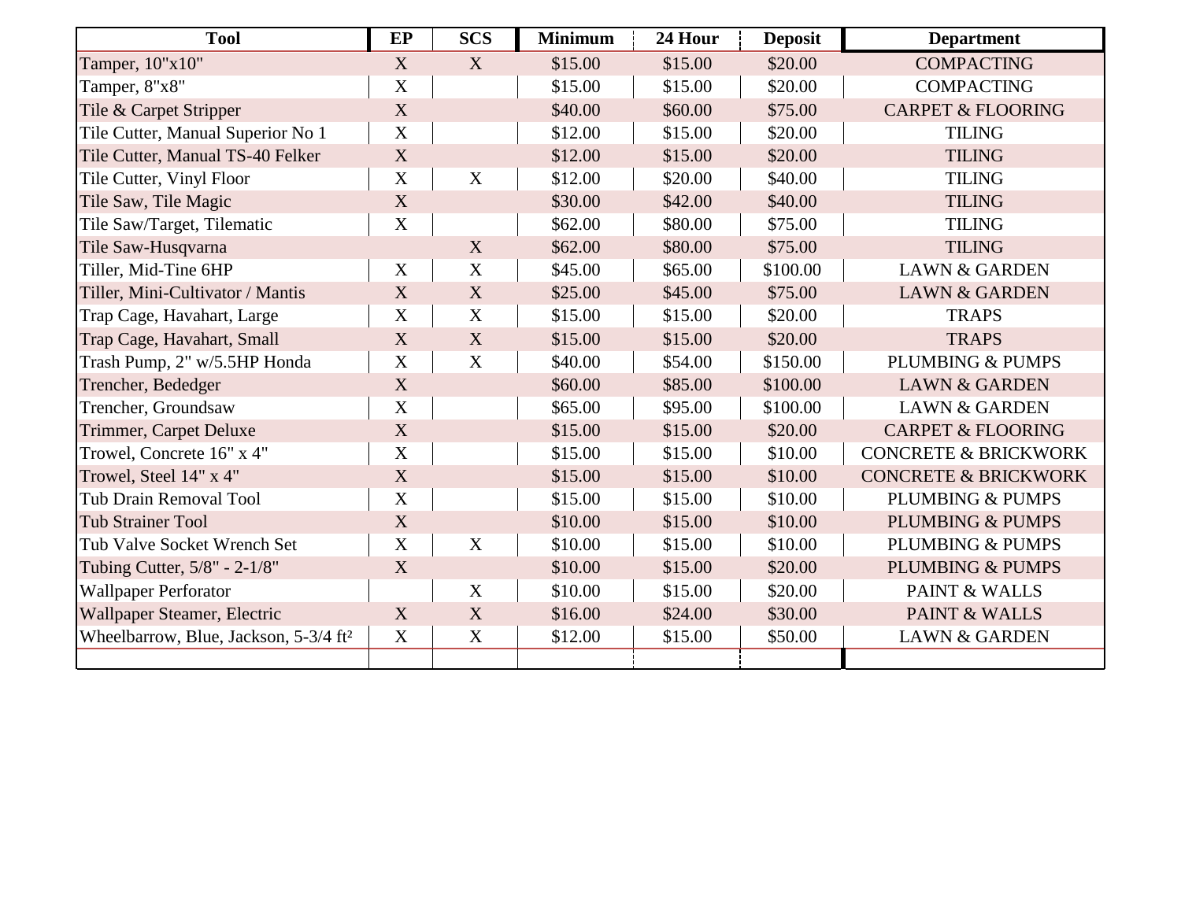| Tool | EP | SCS | Minimum | 24 Hour | Deposit | Department |
|---|---|---|---|---|---|---|
| Tamper, 10"x10" | X | X | $15.00 | $15.00 | $20.00 | COMPACTING |
| Tamper, 8"x8" | X | | $15.00 | $15.00 | $20.00 | COMPACTING |
| Tile & Carpet Stripper | X | | $40.00 | $60.00 | $75.00 | CARPET & FLOORING |
| Tile Cutter, Manual Superior No 1 | X | | $12.00 | $15.00 | $20.00 | TILING |
| Tile Cutter, Manual TS-40 Felker | X | | $12.00 | $15.00 | $20.00 | TILING |
| Tile Cutter, Vinyl Floor | X | X | $12.00 | $20.00 | $40.00 | TILING |
| Tile Saw, Tile Magic | X | | $30.00 | $42.00 | $40.00 | TILING |
| Tile Saw/Target, Tilematic | X | | $62.00 | $80.00 | $75.00 | TILING |
| Tile Saw-Husqvarna | | X | $62.00 | $80.00 | $75.00 | TILING |
| Tiller, Mid-Tine 6HP | X | X | $45.00 | $65.00 | $100.00 | LAWN & GARDEN |
| Tiller, Mini-Cultivator / Mantis | X | X | $25.00 | $45.00 | $75.00 | LAWN & GARDEN |
| Trap Cage, Havahart, Large | X | X | $15.00 | $15.00 | $20.00 | TRAPS |
| Trap Cage, Havahart, Small | X | X | $15.00 | $15.00 | $20.00 | TRAPS |
| Trash Pump, 2" w/5.5HP Honda | X | X | $40.00 | $54.00 | $150.00 | PLUMBING & PUMPS |
| Trencher, Bededger | X | | $60.00 | $85.00 | $100.00 | LAWN & GARDEN |
| Trencher, Groundsaw | X | | $65.00 | $95.00 | $100.00 | LAWN & GARDEN |
| Trimmer, Carpet Deluxe | X | | $15.00 | $15.00 | $20.00 | CARPET & FLOORING |
| Trowel, Concrete 16" x 4" | X | | $15.00 | $15.00 | $10.00 | CONCRETE & BRICKWORK |
| Trowel, Steel 14" x 4" | X | | $15.00 | $15.00 | $10.00 | CONCRETE & BRICKWORK |
| Tub Drain Removal Tool | X | | $15.00 | $15.00 | $10.00 | PLUMBING & PUMPS |
| Tub Strainer Tool | X | | $10.00 | $15.00 | $10.00 | PLUMBING & PUMPS |
| Tub Valve Socket Wrench Set | X | X | $10.00 | $15.00 | $10.00 | PLUMBING & PUMPS |
| Tubing Cutter, 5/8" - 2-1/8" | X | | $10.00 | $15.00 | $20.00 | PLUMBING & PUMPS |
| Wallpaper Perforator | | X | $10.00 | $15.00 | $20.00 | PAINT & WALLS |
| Wallpaper Steamer, Electric | X | X | $16.00 | $24.00 | $30.00 | PAINT & WALLS |
| Wheelbarrow, Blue, Jackson, 5-3/4 ft² | X | X | $12.00 | $15.00 | $50.00 | LAWN & GARDEN |